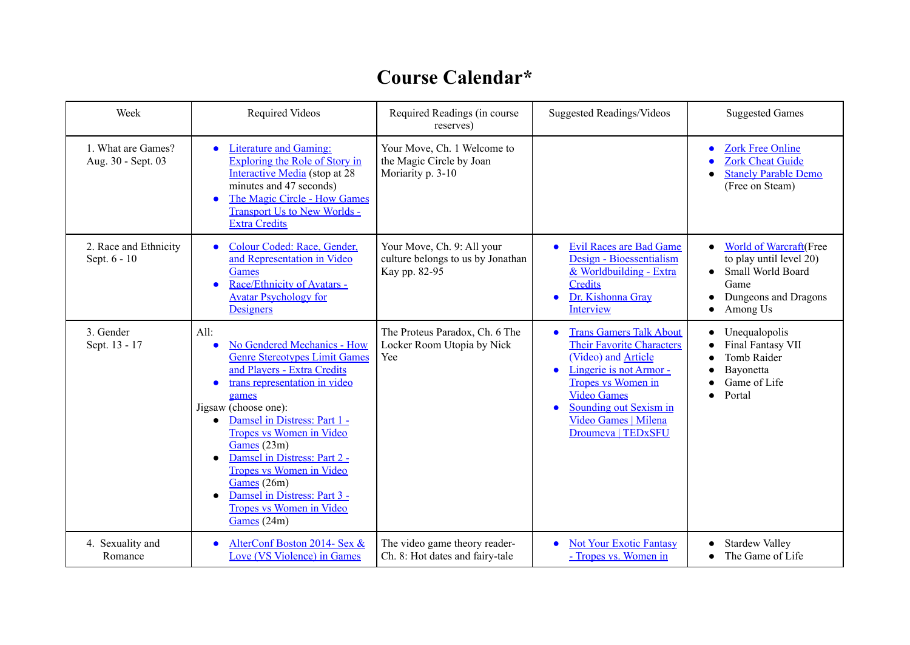# Course Calendar*

| Week | Required Videos | Required Readings (in course reserves) | Suggested Readings/Videos | Suggested Games |
|---|---|---|---|---|
| 1. What are Games? Aug. 30 - Sept. 03 | • Literature and Gaming: Exploring the Role of Story in Interactive Media (stop at 28 minutes and 47 seconds)<br>• The Magic Circle - How Games Transport Us to New Worlds - Extra Credits | Your Move, Ch. 1 Welcome to the Magic Circle by Joan Moriarity p. 3-10 | | • Zork Free Online<br>• Zork Cheat Guide<br>• Stanely Parable Demo (Free on Steam) |
| 2. Race and Ethnicity Sept. 6 - 10 | • Colour Coded: Race, Gender, and Representation in Video Games<br>• Race/Ethnicity of Avatars - Avatar Psychology for Designers | Your Move, Ch. 9: All your culture belongs to us by Jonathan Kay pp. 82-95 | • Evil Races are Bad Game Design - Bioessentialism & Worldbuilding - Extra Credits<br>• Dr. Kishonna Gray Interview | • World of Warcraft(Free to play until level 20)<br>• Small World Board Game<br>• Dungeons and Dragons<br>• Among Us |
| 3. Gender Sept. 13 - 17 | All:<br>• No Gendered Mechanics - How Genre Stereotypes Limit Games and Players - Extra Credits<br>• trans representation in video games<br>Jigsaw (choose one):<br>• Damsel in Distress: Part 1 - Tropes vs Women in Video Games (23m)<br>• Damsel in Distress: Part 2 - Tropes vs Women in Video Games (26m)<br>• Damsel in Distress: Part 3 - Tropes vs Women in Video Games (24m) | The Proteus Paradox, Ch. 6 The Locker Room Utopia by Nick Yee | • Trans Gamers Talk About Their Favorite Characters (Video) and Article<br>• Lingerie is not Armor - Tropes vs Women in Video Games<br>• Sounding out Sexism in Video Games \| Milena Droumeva \| TEDxSFU | • Unequalopolis<br>• Final Fantasy VII<br>• Tomb Raider<br>• Bayonetta<br>• Game of Life<br>• Portal |
| 4. Sexuality and Romance | • AlterConf Boston 2014- Sex & Love (VS Violence) in Games | The video game theory reader- Ch. 8: Hot dates and fairy-tale | • Not Your Exotic Fantasy - Tropes vs. Women in | • Stardew Valley<br>• The Game of Life |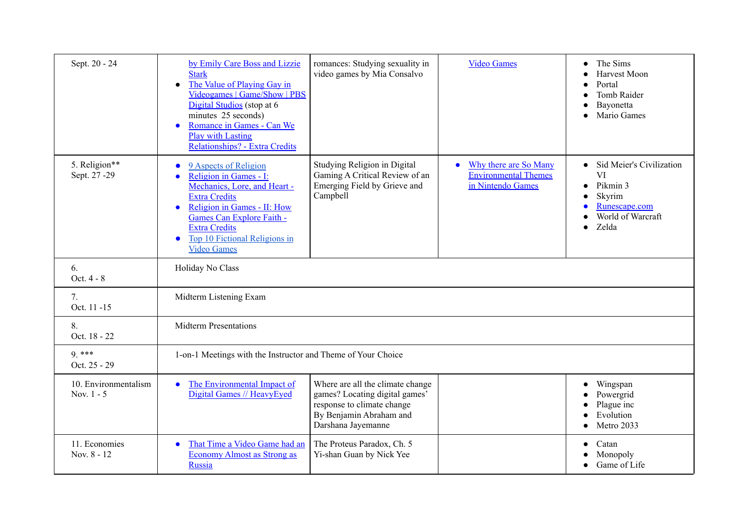| Sept. 20 - 24 | by Emily Care Boss and Lizzie Stark<br>• The Value of Playing Gay in Videogames \| Game/Show \| PBS Digital Studios (stop at 6 minutes 25 seconds)<br>• Romance in Games - Can We Play with Lasting Relationships? - Extra Credits | romances: Studying sexuality in video games by Mia Consalvo | Video Games | • The Sims<br>• Harvest Moon<br>• Portal<br>• Tomb Raider<br>• Bayonetta<br>• Mario Games |
|---|---|---|---|---|
| 5. Religion**<br>Sept. 27 -29 | • 9 Aspects of Religion<br>• Religion in Games - I: Mechanics, Lore, and Heart - Extra Credits<br>• Religion in Games - II: How Games Can Explore Faith - Extra Credits<br>• Top 10 Fictional Religions in Video Games | Studying Religion in Digital Gaming A Critical Review of an Emerging Field by Grieve and Campbell | • Why there are So Many Environmental Themes in Nintendo Games | • Sid Meier's Civilization VI<br>• Pikmin 3<br>• Skyrim<br>• Runescape.com<br>• World of Warcraft<br>• Zelda |
| 6.<br>Oct. 4 - 8 | Holiday No Class | | | |
| 7.<br>Oct. 11 -15 | Midterm Listening Exam | | | |
| 8.<br>Oct. 18 - 22 | Midterm Presentations | | | |
| 9. ***<br>Oct. 25 - 29 | 1-on-1 Meetings with the Instructor and Theme of Your Choice | | | |
| 10. Environmentalism<br>Nov. 1 - 5 | • The Environmental Impact of Digital Games // HeavyEyed | Where are all the climate change games? Locating digital games' response to climate change By Benjamin Abraham and Darshana Jayemanne | | • Wingspan<br>• Powergrid<br>• Plague inc<br>• Evolution<br>• Metro 2033 |
| 11. Economies<br>Nov. 8 - 12 | • That Time a Video Game had an Economy Almost as Strong as Russia | The Proteus Paradox, Ch. 5 Yi-shan Guan by Nick Yee | | • Catan<br>• Monopoly<br>• Game of Life |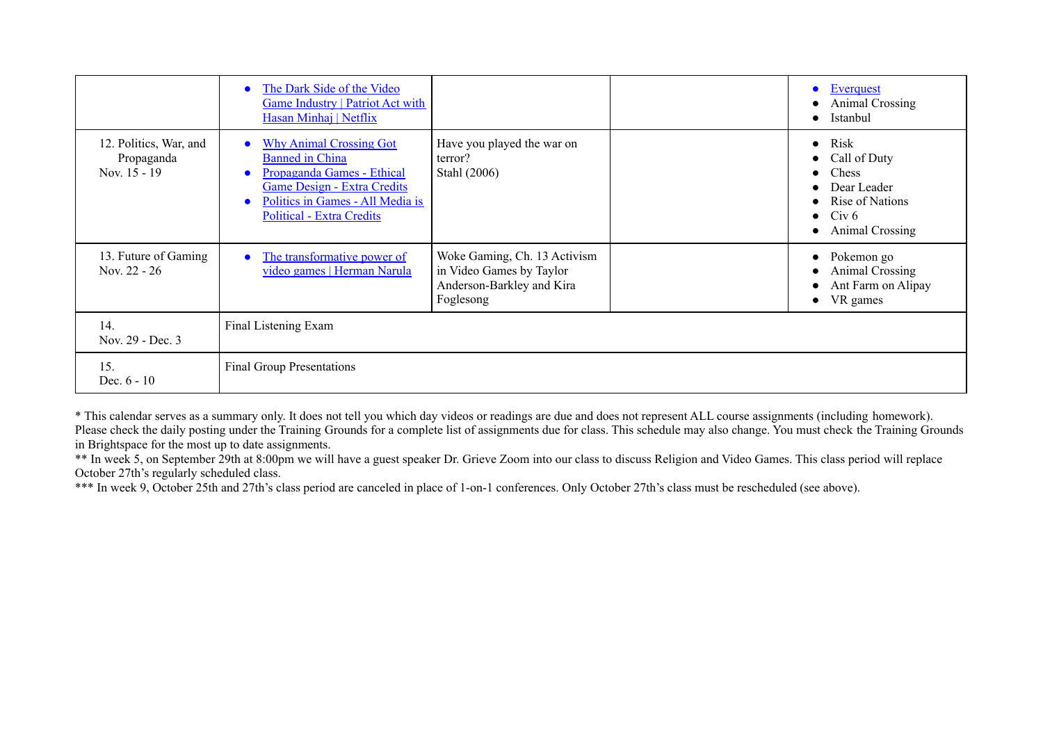| | | | | |
|---|---|---|---|---|
| | • The Dark Side of the Video Game Industry \| Patriot Act with Hasan Minhaj \| Netflix | | | • Everquest<br>• Animal Crossing<br>• Istanbul |
| 12. Politics, War, and Propaganda<br>Nov. 15 - 19 | • Why Animal Crossing Got Banned in China<br>• Propaganda Games - Ethical Game Design - Extra Credits<br>• Politics in Games - All Media is Political - Extra Credits | Have you played the war on terror?<br>Stahl (2006) | | • Risk<br>• Call of Duty<br>• Chess<br>• Dear Leader<br>• Rise of Nations<br>• Civ 6<br>• Animal Crossing |
| 13. Future of Gaming<br>Nov. 22 - 26 | • The transformative power of video games \| Herman Narula | Woke Gaming, Ch. 13 Activism in Video Games by Taylor Anderson-Barkley and Kira Foglesong | | • Pokemon go<br>• Animal Crossing<br>• Ant Farm on Alipay<br>• VR games |
| 14.<br>Nov. 29 - Dec. 3 | Final Listening Exam | | | |
| 15.<br>Dec. 6 - 10 | Final Group Presentations | | | |

* This calendar serves as a summary only. It does not tell you which day videos or readings are due and does not represent ALL course assignments (including homework). Please check the daily posting under the Training Grounds for a complete list of assignments due for class. This schedule may also change. You must check the Training Grounds in Brightspace for the most up to date assignments.

** In week 5, on September 29th at 8:00pm we will have a guest speaker Dr. Grieve Zoom into our class to discuss Religion and Video Games. This class period will replace October 27th's regularly scheduled class.

*** In week 9, October 25th and 27th's class period are canceled in place of 1-on-1 conferences. Only October 27th's class must be rescheduled (see above).